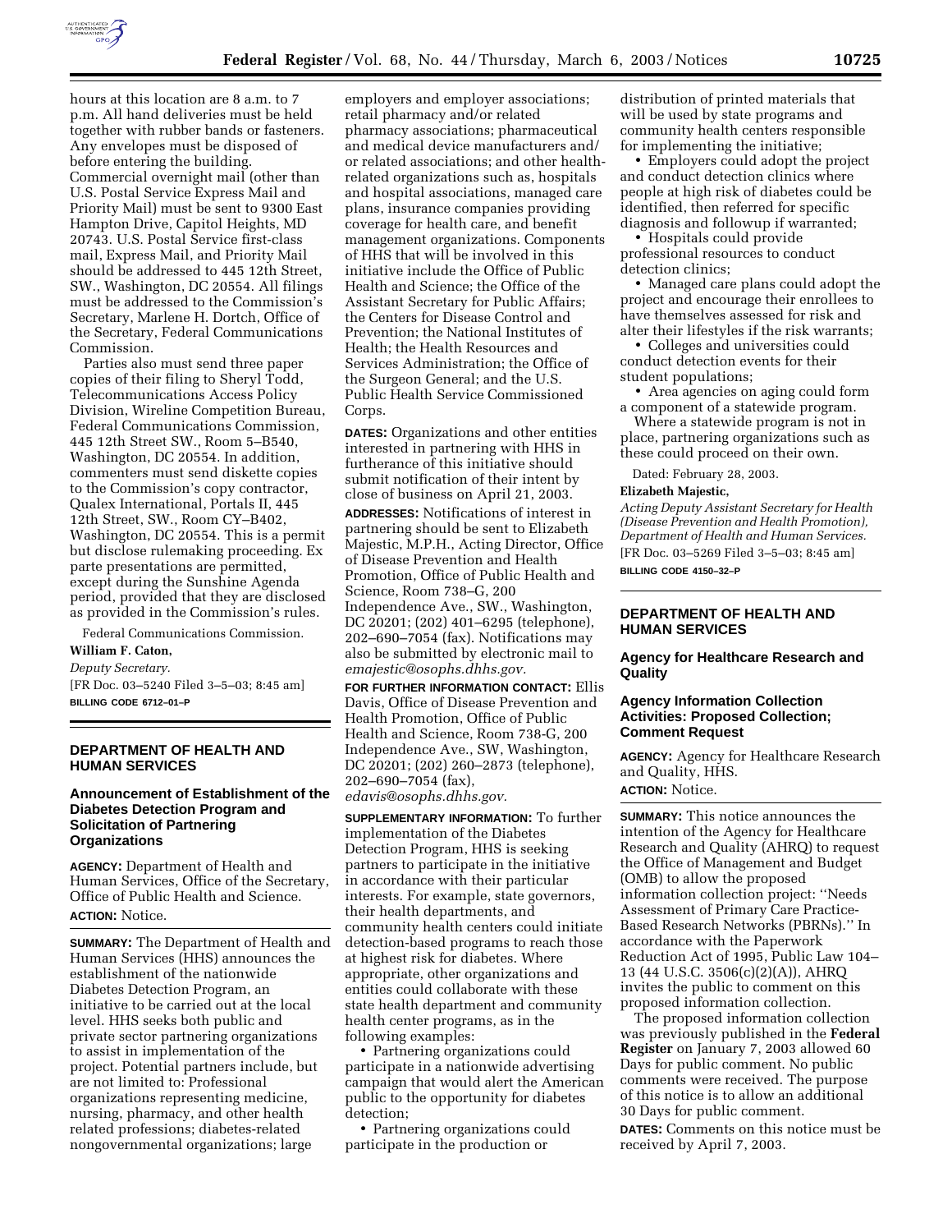hours at this location are 8 a.m. to 7 p.m. All hand deliveries must be held together with rubber bands or fasteners. Any envelopes must be disposed of before entering the building. Commercial overnight mail (other than U.S. Postal Service Express Mail and Priority Mail) must be sent to 9300 East Hampton Drive, Capitol Heights, MD 20743. U.S. Postal Service first-class mail, Express Mail, and Priority Mail should be addressed to 445 12th Street, SW., Washington, DC 20554. All filings must be addressed to the Commission's Secretary, Marlene H. Dortch, Office of the Secretary, Federal Communications Commission.

Parties also must send three paper copies of their filing to Sheryl Todd, Telecommunications Access Policy Division, Wireline Competition Bureau, Federal Communications Commission, 445 12th Street SW., Room 5–B540, Washington, DC 20554. In addition, commenters must send diskette copies to the Commission's copy contractor, Qualex International, Portals II, 445 12th Street, SW., Room CY–B402, Washington, DC 20554. This is a permit but disclose rulemaking proceeding. Ex parte presentations are permitted, except during the Sunshine Agenda period, provided that they are disclosed as provided in the Commission's rules.

Federal Communications Commission.

**William F. Caton,**

*Deputy Secretary.*

[FR Doc. 03–5240 Filed 3–5–03; 8:45 am]

**BILLING CODE 6712–01–P**

## DEPARTMENT OF HEALTH AND HUMAN SERVICES

### Announcement of Establishment of the Diabetes Detection Program and Solicitation of Partnering Organizations

**AGENCY:** Department of Health and Human Services, Office of the Secretary, Office of Public Health and Science.

**ACTION:** Notice.

**SUMMARY:** The Department of Health and Human Services (HHS) announces the establishment of the nationwide Diabetes Detection Program, an initiative to be carried out at the local level. HHS seeks both public and private sector partnering organizations to assist in implementation of the project. Potential partners include, but are not limited to: Professional organizations representing medicine, nursing, pharmacy, and other health related professions; diabetes-related nongovernmental organizations; large employers and employer associations; retail pharmacy and/or related pharmacy associations; pharmaceutical and medical device manufacturers and/or related associations; and other health-related organizations such as, hospitals and hospital associations, managed care plans, insurance companies providing coverage for health care, and benefit management organizations. Components of HHS that will be involved in this initiative include the Office of Public Health and Science; the Office of the Assistant Secretary for Public Affairs; the Centers for Disease Control and Prevention; the National Institutes of Health; the Health Resources and Services Administration; the Office of the Surgeon General; and the U.S. Public Health Service Commissioned Corps.

**DATES:** Organizations and other entities interested in partnering with HHS in furtherance of this initiative should submit notification of their intent by close of business on April 21, 2003.

**ADDRESSES:** Notifications of interest in partnering should be sent to Elizabeth Majestic, M.P.H., Acting Director, Office of Disease Prevention and Health Promotion, Office of Public Health and Science, Room 738–G, 200 Independence Ave., SW., Washington, DC 20201; (202) 401–6295 (telephone), 202–690–7054 (fax). Notifications may also be submitted by electronic mail to *emajestic@osophs.dhhs.gov.*

**FOR FURTHER INFORMATION CONTACT:** Ellis Davis, Office of Disease Prevention and Health Promotion, Office of Public Health and Science, Room 738-G, 200 Independence Ave., SW, Washington, DC 20201; (202) 260–2873 (telephone), 202–690–7054 (fax), *edavis@osophs.dhhs.gov.*

**SUPPLEMENTARY INFORMATION:** To further implementation of the Diabetes Detection Program, HHS is seeking partners to participate in the initiative in accordance with their particular interests. For example, state governors, their health departments, and community health centers could initiate detection-based programs to reach those at highest risk for diabetes. Where appropriate, other organizations and entities could collaborate with these state health department and community health center programs, as in the following examples:

- Partnering organizations could participate in a nationwide advertising campaign that would alert the American public to the opportunity for diabetes detection;
- Partnering organizations could participate in the production or distribution of printed materials that will be used by state programs and community health centers responsible for implementing the initiative;
- Employers could adopt the project and conduct detection clinics where people at high risk of diabetes could be identified, then referred for specific diagnosis and followup if warranted;
- Hospitals could provide professional resources to conduct detection clinics;
- Managed care plans could adopt the project and encourage their enrollees to have themselves assessed for risk and alter their lifestyles if the risk warrants;
- Colleges and universities could conduct detection events for their student populations;
- Area agencies on aging could form a component of a statewide program.

Where a statewide program is not in place, partnering organizations such as these could proceed on their own.

Dated: February 28, 2003.

**Elizabeth Majestic,**

*Acting Deputy Assistant Secretary for Health (Disease Prevention and Health Promotion), Department of Health and Human Services.*

[FR Doc. 03–5269 Filed 3–5–03; 8:45 am]

**BILLING CODE 4150–32–P**

## DEPARTMENT OF HEALTH AND HUMAN SERVICES

### Agency for Healthcare Research and Quality

### Agency Information Collection Activities: Proposed Collection; Comment Request

**AGENCY:** Agency for Healthcare Research and Quality, HHS.

**ACTION:** Notice.

**SUMMARY:** This notice announces the intention of the Agency for Healthcare Research and Quality (AHRQ) to request the Office of Management and Budget (OMB) to allow the proposed information collection project: "Needs Assessment of Primary Care Practice-Based Research Networks (PBRNs)." In accordance with the Paperwork Reduction Act of 1995, Public Law 104–13 (44 U.S.C. 3506(c)(2)(A)), AHRQ invites the public to comment on this proposed information collection.

The proposed information collection was previously published in the **Federal Register** on January 7, 2003 allowed 60 Days for public comment. No public comments were received. The purpose of this notice is to allow an additional 30 Days for public comment.

**DATES:** Comments on this notice must be received by April 7, 2003.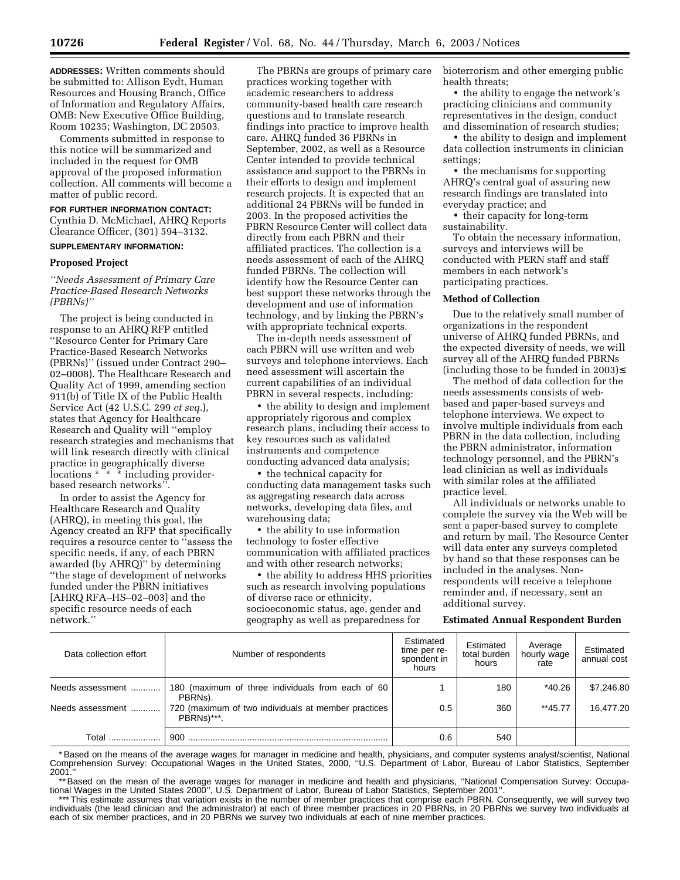**ADDRESSES:** Written comments should be submitted to: Allison Eydt, Human Resources and Housing Branch, Office of Information and Regulatory Affairs, OMB: New Executive Office Building, Room 10235; Washington, DC 20503.

Comments submitted in response to this notice will be summarized and included in the request for OMB approval of the proposed information collection. All comments will become a matter of public record.

**FOR FURTHER INFORMATION CONTACT:** Cynthia D. McMichael, AHRQ Reports Clearance Officer, (301) 594–3132.

**SUPPLEMENTARY INFORMATION:**

### Proposed Project

*''Needs Assessment of Primary Care Practice-Based Research Networks (PBRNs)''*

The project is being conducted in response to an AHRQ RFP entitled ''Resource Center for Primary Care Practice-Based Research Networks (PBRNs)'' (issued under Contract 290–02–0008). The Healthcare Research and Quality Act of 1999, amending section 911(b) of Title IX of the Public Health Service Act (42 U.S.C. 299 *et seq.*), states that Agency for Healthcare Research and Quality will ''employ research strategies and mechanisms that will link research directly with clinical practice in geographically diverse locations * * * including provider-based research networks''.

In order to assist the Agency for Healthcare Research and Quality (AHRQ), in meeting this goal, the Agency created an RFP that specifically requires a resource center to ''assess the specific needs, if any, of each PBRN awarded (by AHRQ)'' by determining ''the stage of development of networks funded under the PBRN initiatives [AHRQ RFA–HS–02–003] and the specific resource needs of each network.''

The PBRNs are groups of primary care practices working together with academic researchers to address community-based health care research questions and to translate research findings into practice to improve health care. AHRQ funded 36 PBRNs in September, 2002, as well as a Resource Center intended to provide technical assistance and support to the PBRNs in their efforts to design and implement research projects. It is expected that an additional 24 PBRNs will be funded in 2003. In the proposed activities the PBRN Resource Center will collect data directly from each PBRN and their affiliated practices. The collection is a needs assessment of each of the AHRQ funded PBRNs. The collection will identify how the Resource Center can best support these networks through the development and use of information technology, and by linking the PBRN's with appropriate technical experts.

The in-depth needs assessment of each PBRN will use written and web surveys and telephone interviews. Each need assessment will ascertain the current capabilities of an individual PBRN in several respects, including:

- the ability to design and implement appropriately rigorous and complex research plans, including their access to key resources such as validated instruments and competence conducting advanced data analysis;
- the technical capacity for conducting data management tasks such as aggregating research data across networks, developing data files, and warehousing data;
- the ability to use information technology to foster effective communication with affiliated practices and with other research networks;
- the ability to address HHS priorities such as research involving populations of diverse race or ethnicity, socioeconomic status, age, gender and geography as well as preparedness for bioterrorism and other emerging public health threats;
- the ability to engage the network's practicing clinicians and community representatives in the design, conduct and dissemination of research studies;
- the ability to design and implement data collection instruments in clinician settings;
- the mechanisms for supporting AHRQ's central goal of assuring new research findings are translated into everyday practice; and
- their capacity for long-term sustainability.

To obtain the necessary information, surveys and interviews will be conducted with PERN staff and staff members in each network's participating practices.

### Method of Collection

Due to the relatively small number of organizations in the respondent universe of AHRQ funded PBRNs, and the expected diversity of needs, we will survey all of the AHRQ funded PBRNs (including those to be funded in 2003)≤

The method of data collection for the needs assessments consists of web-based and paper-based surveys and telephone interviews. We expect to involve multiple individuals from each PBRN in the data collection, including the PBRN administrator, information technology personnel, and the PBRN's lead clinician as well as individuals with similar roles at the affiliated practice level.

All individuals or networks unable to complete the survey via the Web will be sent a paper-based survey to complete and return by mail. The Resource Center will data enter any surveys completed by hand so that these responses can be included in the analyses. Non-respondents will receive a telephone reminder and, if necessary, sent an additional survey.

### Estimated Annual Respondent Burden

| Data collection effort | Number of respondents | Estimated time per respondent in hours | Estimated total burden hours | Average hourly wage rate | Estimated annual cost |
|---|---|---|---|---|---|
| Needs assessment | 180 (maximum of three individuals from each of 60 PBRNs). | 1 | 180 | *40.26 | $7,246.80 |
| Needs assessment | 720 (maximum of two individuals at member practices PBRNs)***. | 0.5 | 360 | **45.77 | 16,477.20 |
| Total | 900 | 0.6 | 540 | | |

* Based on the means of the average wages for manager in medicine and health, physicians, and computer systems analyst/scientist, National Comprehension Survey: Occupational Wages in the United States, 2000, ''U.S. Department of Labor, Bureau of Labor Statistics, September 2001.''

** Based on the mean of the average wages for manager in medicine and health and physicians, ''National Compensation Survey: Occupational Wages in the United States 2000'', U.S. Department of Labor, Bureau of Labor Statistics, September 2001''.

*** This estimate assumes that variation exists in the number of member practices that comprise each PBRN. Consequently, we will survey two individuals (the lead clinician and the administrator) at each of three member practices in 20 PBRNs, in 20 PBRNs we survey two individuals at each of six member practices, and in 20 PBRNs we survey two individuals at each of nine member practices.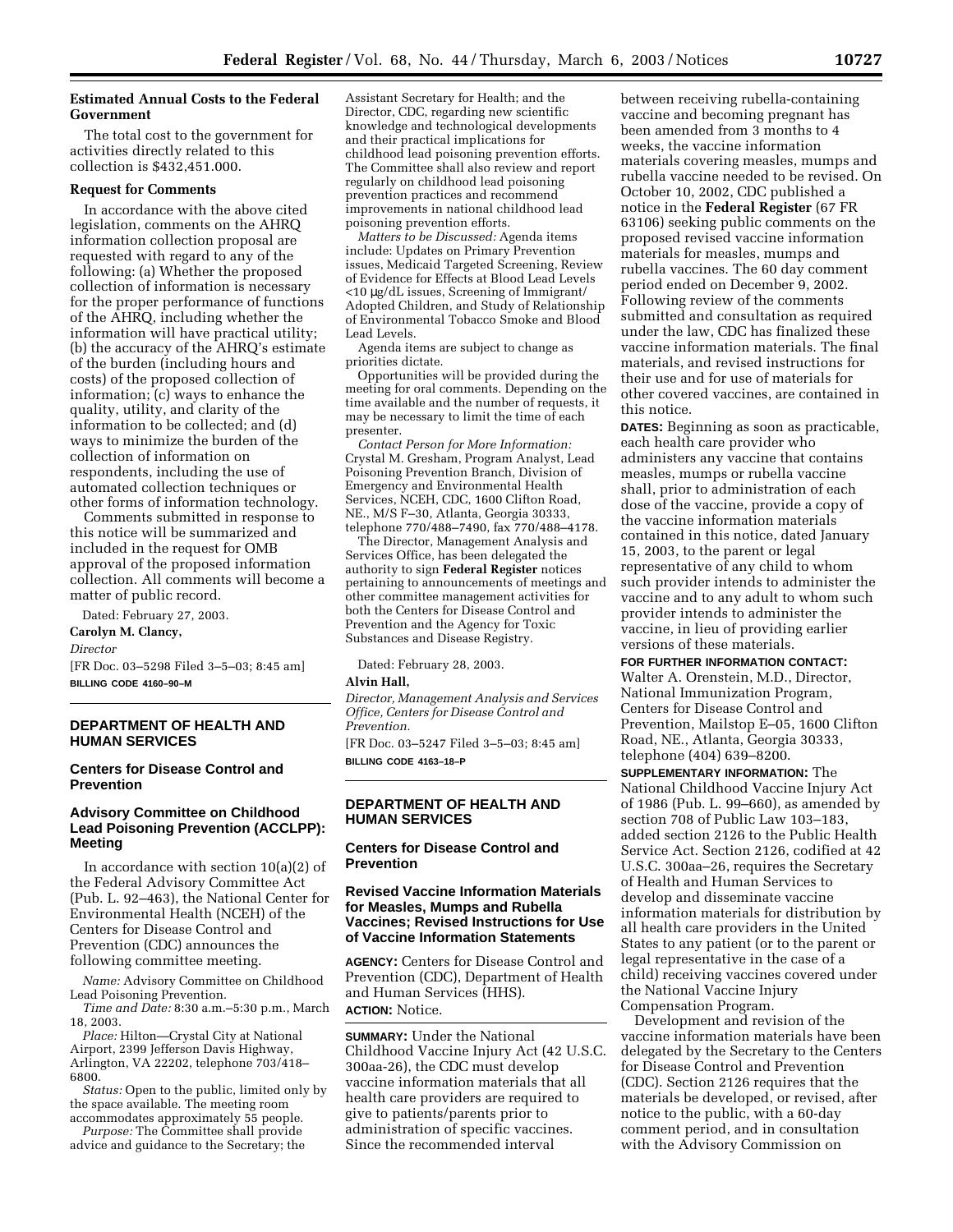**Estimated Annual Costs to the Federal Government**

The total cost to the government for activities directly related to this collection is $432,451.000.

**Request for Comments**

In accordance with the above cited legislation, comments on the AHRQ information collection proposal are requested with regard to any of the following: (a) Whether the proposed collection of information is necessary for the proper performance of functions of the AHRQ, including whether the information will have practical utility; (b) the accuracy of the AHRQ's estimate of the burden (including hours and costs) of the proposed collection of information; (c) ways to enhance the quality, utility, and clarity of the information to be collected; and (d) ways to minimize the burden of the collection of information on respondents, including the use of automated collection techniques or other forms of information technology.

Comments submitted in response to this notice will be summarized and included in the request for OMB approval of the proposed information collection. All comments will become a matter of public record.

Dated: February 27, 2003.

**Carolyn M. Clancy,**

*Director*

[FR Doc. 03–5298 Filed 3–5–03; 8:45 am]

**BILLING CODE 4160–90–M**

---

## DEPARTMENT OF HEALTH AND HUMAN SERVICES

### Centers for Disease Control and Prevention

### Advisory Committee on Childhood Lead Poisoning Prevention (ACCLPP): Meeting

In accordance with section 10(a)(2) of the Federal Advisory Committee Act (Pub. L. 92–463), the National Center for Environmental Health (NCEH) of the Centers for Disease Control and Prevention (CDC) announces the following committee meeting.

*Name:* Advisory Committee on Childhood Lead Poisoning Prevention.

*Time and Date:* 8:30 a.m.–5:30 p.m., March 18, 2003.

*Place:* Hilton—Crystal City at National Airport, 2399 Jefferson Davis Highway, Arlington, VA 22202, telephone 703/418–6800.

*Status:* Open to the public, limited only by the space available. The meeting room accommodates approximately 55 people.

*Purpose:* The Committee shall provide advice and guidance to the Secretary; the Assistant Secretary for Health; and the Director, CDC, regarding new scientific knowledge and technological developments and their practical implications for childhood lead poisoning prevention efforts. The Committee shall also review and report regularly on childhood lead poisoning prevention practices and recommend improvements in national childhood lead poisoning prevention efforts.

*Matters to be Discussed:* Agenda items include: Updates on Primary Prevention issues, Medicaid Targeted Screening, Review of Evidence for Effects at Blood Lead Levels <10 μg/dL issues, Screening of Immigrant/Adopted Children, and Study of Relationship of Environmental Tobacco Smoke and Blood Lead Levels.

Agenda items are subject to change as priorities dictate.

Opportunities will be provided during the meeting for oral comments. Depending on the time available and the number of requests, it may be necessary to limit the time of each presenter.

*Contact Person for More Information:* Crystal M. Gresham, Program Analyst, Lead Poisoning Prevention Branch, Division of Emergency and Environmental Health Services, NCEH, CDC, 1600 Clifton Road, NE., M/S F–30, Atlanta, Georgia 30333, telephone 770/488–7490, fax 770/488–4178.

The Director, Management Analysis and Services Office, has been delegated the authority to sign **Federal Register** notices pertaining to announcements of meetings and other committee management activities for both the Centers for Disease Control and Prevention and the Agency for Toxic Substances and Disease Registry.

Dated: February 28, 2003.

**Alvin Hall,**

*Director, Management Analysis and Services Office, Centers for Disease Control and Prevention.*

[FR Doc. 03–5247 Filed 3–5–03; 8:45 am]

**BILLING CODE 4163–18–P**

---

## DEPARTMENT OF HEALTH AND HUMAN SERVICES

### Centers for Disease Control and Prevention

### Revised Vaccine Information Materials for Measles, Mumps and Rubella Vaccines; Revised Instructions for Use of Vaccine Information Statements

**AGENCY:** Centers for Disease Control and Prevention (CDC), Department of Health and Human Services (HHS).

**ACTION:** Notice.

**SUMMARY:** Under the National Childhood Vaccine Injury Act (42 U.S.C. 300aa-26), the CDC must develop vaccine information materials that all health care providers are required to give to patients/parents prior to administration of specific vaccines. Since the recommended interval between receiving rubella-containing vaccine and becoming pregnant has been amended from 3 months to 4 weeks, the vaccine information materials covering measles, mumps and rubella vaccine needed to be revised. On October 10, 2002, CDC published a notice in the **Federal Register** (67 FR 63106) seeking public comments on the proposed revised vaccine information materials for measles, mumps and rubella vaccines. The 60 day comment period ended on December 9, 2002. Following review of the comments submitted and consultation as required under the law, CDC has finalized these vaccine information materials. The final materials, and revised instructions for their use and for use of materials for other covered vaccines, are contained in this notice.

**DATES:** Beginning as soon as practicable, each health care provider who administers any vaccine that contains measles, mumps or rubella vaccine shall, prior to administration of each dose of the vaccine, provide a copy of the vaccine information materials contained in this notice, dated January 15, 2003, to the parent or legal representative of any child to whom such provider intends to administer the vaccine and to any adult to whom such provider intends to administer the vaccine, in lieu of providing earlier versions of these materials.

**FOR FURTHER INFORMATION CONTACT:** Walter A. Orenstein, M.D., Director, National Immunization Program, Centers for Disease Control and Prevention, Mailstop E–05, 1600 Clifton Road, NE., Atlanta, Georgia 30333, telephone (404) 639–8200.

**SUPPLEMENTARY INFORMATION:** The National Childhood Vaccine Injury Act of 1986 (Pub. L. 99–660), as amended by section 708 of Public Law 103–183, added section 2126 to the Public Health Service Act. Section 2126, codified at 42 U.S.C. 300aa–26, requires the Secretary of Health and Human Services to develop and disseminate vaccine information materials for distribution by all health care providers in the United States to any patient (or to the parent or legal representative in the case of a child) receiving vaccines covered under the National Vaccine Injury Compensation Program.

Development and revision of the vaccine information materials have been delegated by the Secretary to the Centers for Disease Control and Prevention (CDC). Section 2126 requires that the materials be developed, or revised, after notice to the public, with a 60-day comment period, and in consultation with the Advisory Commission on